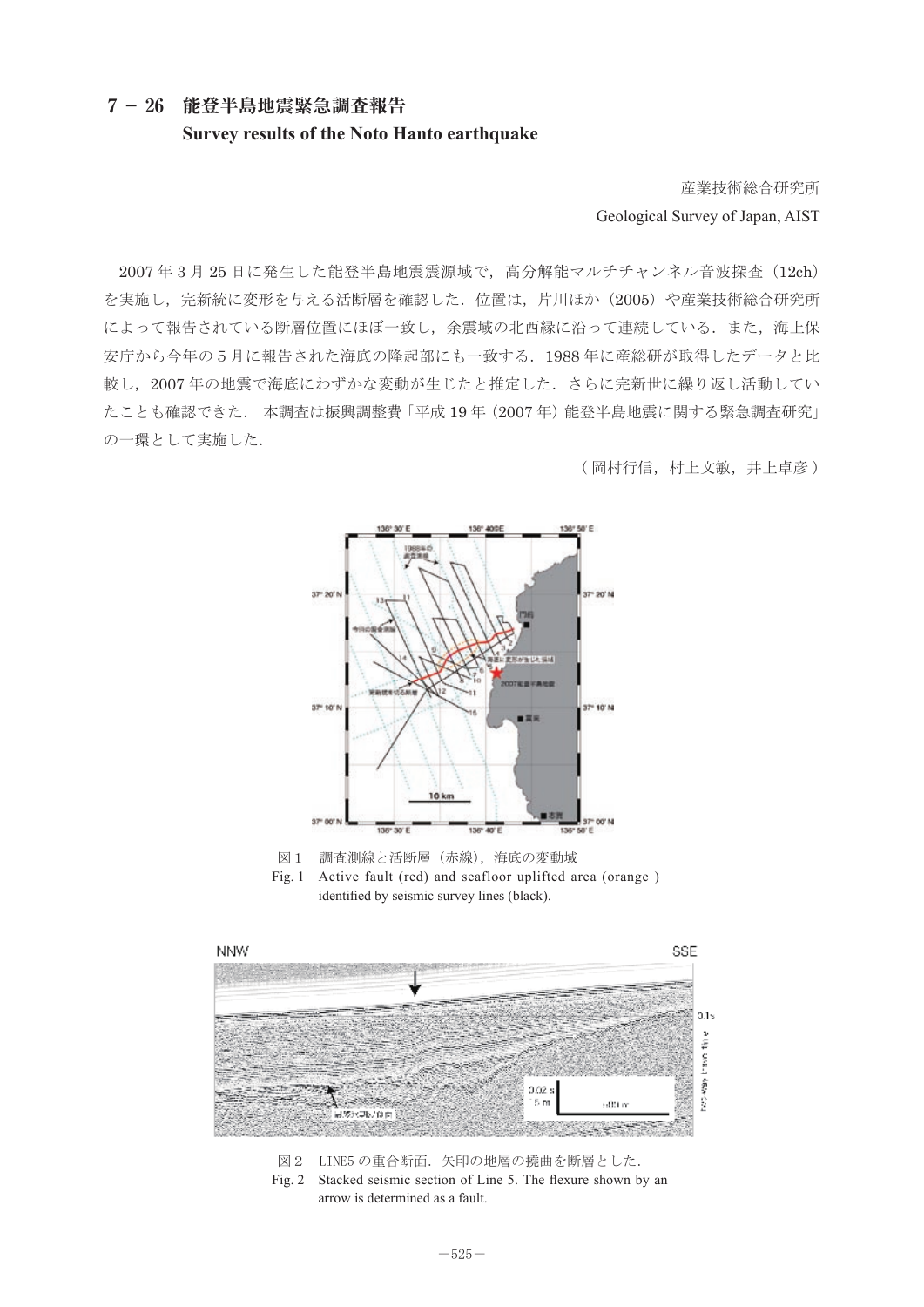# 7 – 26　能登半島地震緊急調査報告

## Survey results of the Noto Hanto earthquake

産業技術総合研究所

Geological Survey of Japan, AIST

2007 年 3 月 25 日に発生した能登半島地震震源域で，高分解能マルチチャンネル音波探査（12ch）を実施し，完新統に変形を与える活断層を確認した．位置は，片川ほか（2005）や産業技術総合研究所によって報告されている断層位置にほぼ一致し，余震域の北西縁に沿って連続している．また，海上保安庁から今年の 5 月に報告された海底の隆起部にも一致する．1988 年に産総研が取得したデータと比較し，2007 年の地震で海底にわずかな変動が生じたと推定した．さらに完新世に繰り返し活動していたことも確認できた． 本調査は振興調整費「平成 19 年（2007 年）能登半島地震に関する緊急調査研究」の一環として実施した．

（岡村行信，村上文敏，井上卓彦）

図１　調査測線と活断層（赤線），海底の変動域

Fig. 1　Active fault (red) and seafloor uplifted area (orange ) identified by seismic survey lines (black).

図２　LINE5 の重合断面．矢印の地層の撓曲を断層とした．

Fig. 2　Stacked seismic section of Line 5. The flexure shown by an arrow is determined as a fault.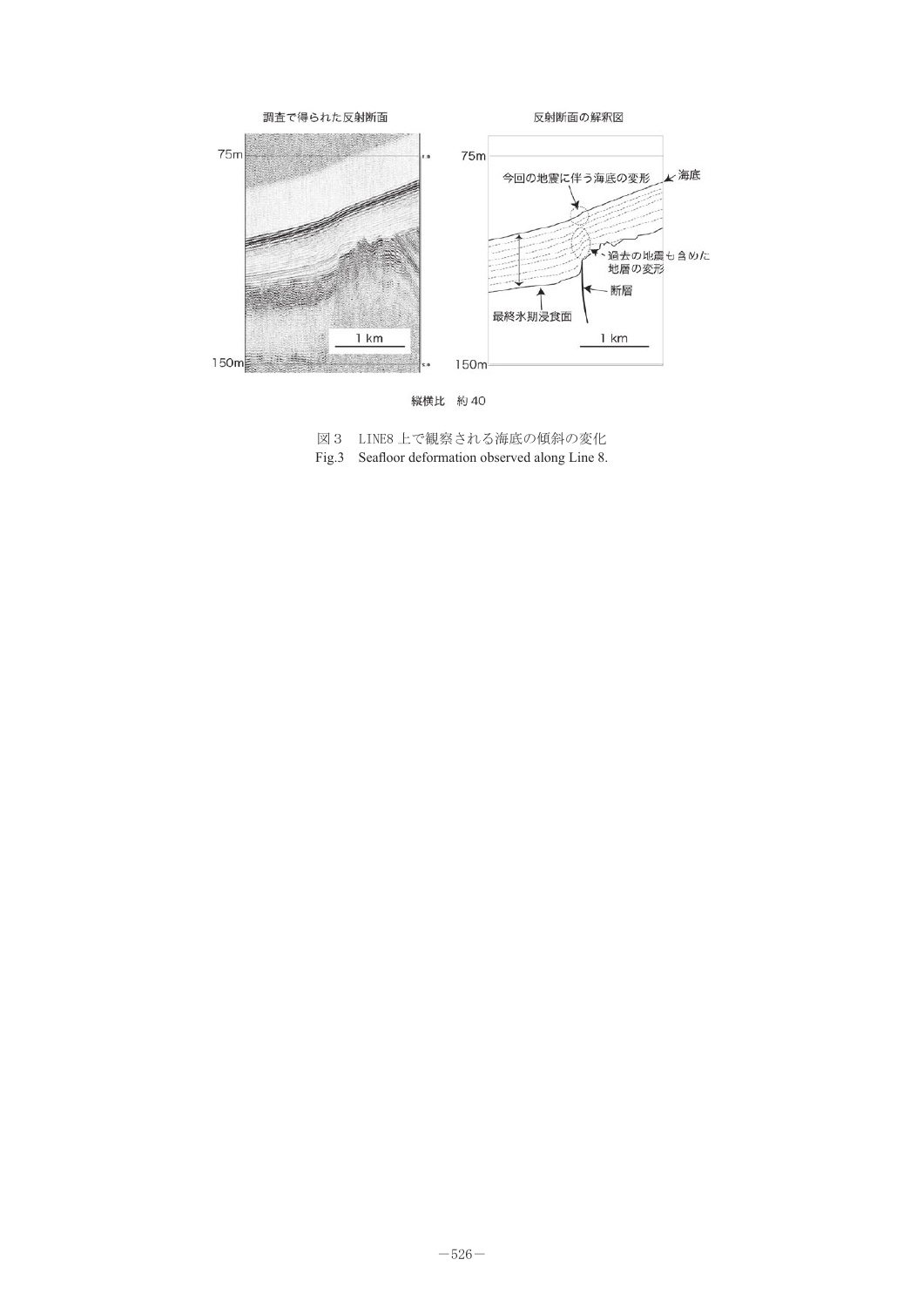調査で得られた反射断面

75m

150m

1 km

反射断面の解釈図

75m

今回の地震に伴う海底の変形

海底

過去の地震も含めた地層の変形

断層

最終氷期浸食面

1 km

150m

縦横比　約 40

図３　LINE8 上で観察される海底の傾斜の変化

Fig.3　Seafloor deformation observed along Line 8.